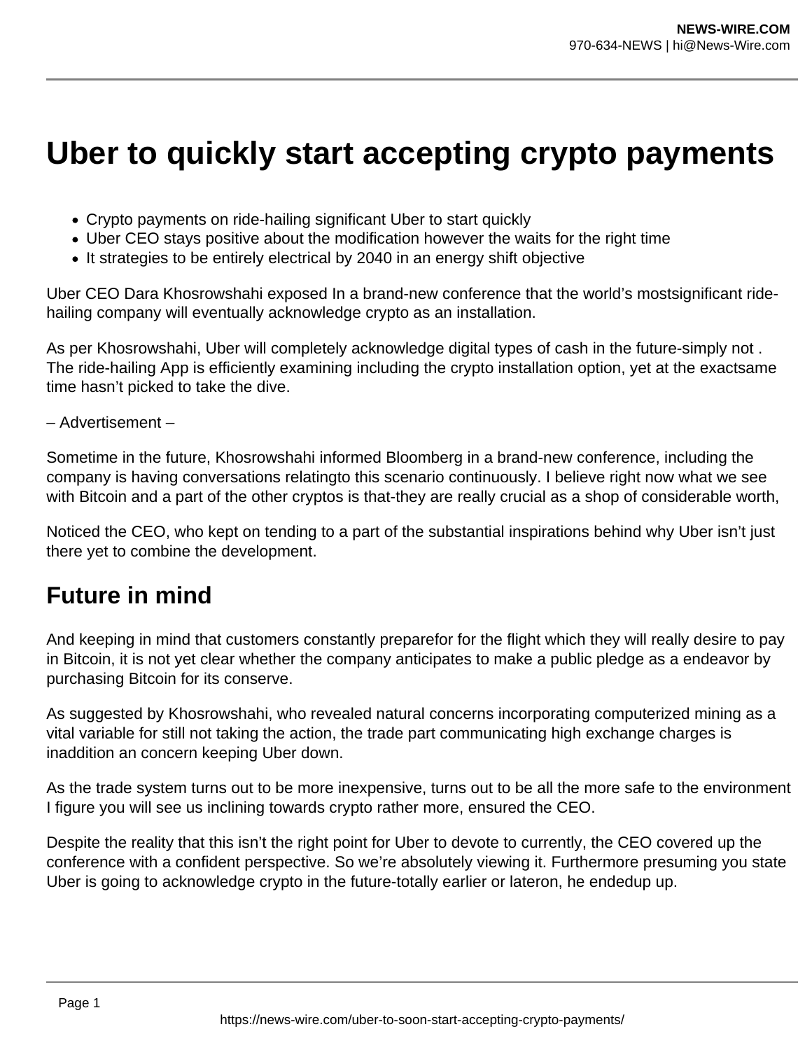# Uber to quickly start accepting crypto payments

- Crypto payments on ride-hailing significant Uber to start quickly
- Uber CEO stays positive about the modification however the waits for the right time
- It strategies to be entirely electrical by 2040 in an energy shift objective

Uber CEO Dara Khosrowshahi exposed In a brand-new conference that the world's mostsignificant ride-hailing company will eventually acknowledge crypto as an installation.

As per Khosrowshahi, Uber will completely acknowledge digital types of cash in the future-simply not . The ride-hailing App is efficiently examining including the crypto installation option, yet at the exactsame time hasn't picked to take the dive.

– Advertisement –

Sometime in the future, Khosrowshahi informed Bloomberg in a brand-new conference, including the company is having conversations relatingto this scenario continuously. I believe right now what we see with Bitcoin and a part of the other cryptos is that-they are really crucial as a shop of considerable worth,

Noticed the CEO, who kept on tending to a part of the substantial inspirations behind why Uber isn't just there yet to combine the development.

## Future in mind

And keeping in mind that customers constantly preparefor for the flight which they will really desire to pay in Bitcoin, it is not yet clear whether the company anticipates to make a public pledge as a endeavor by purchasing Bitcoin for its conserve.

As suggested by Khosrowshahi, who revealed natural concerns incorporating computerized mining as a vital variable for still not taking the action, the trade part communicating high exchange charges is inaddition an concern keeping Uber down.

As the trade system turns out to be more inexpensive, turns out to be all the more safe to the environment I figure you will see us inclining towards crypto rather more, ensured the CEO.

Despite the reality that this isn't the right point for Uber to devote to currently, the CEO covered up the conference with a confident perspective. So we're absolutely viewing it. Furthermore presuming you state Uber is going to acknowledge crypto in the future-totally earlier or lateron, he endedup up.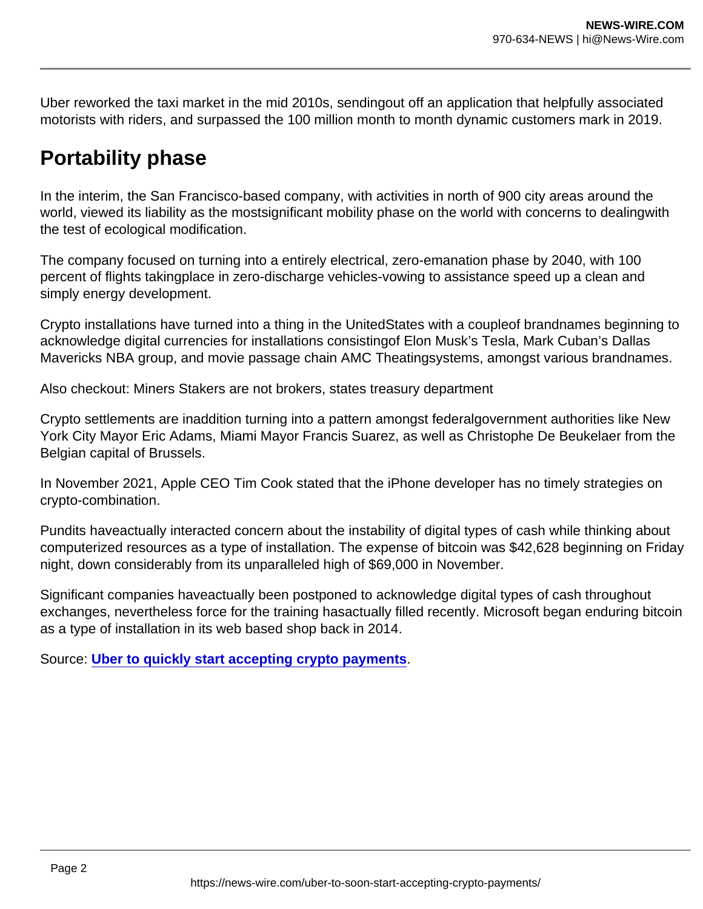Uber reworked the taxi market in the mid 2010s, sendingout off an application that helpfully associated motorists with riders, and surpassed the 100 million month to month dynamic customers mark in 2019.

## Portability phase

In the interim, the San Francisco-based company, with activities in north of 900 city areas around the world, viewed its liability as the mostsignificant mobility phase on the world with concerns to dealingwith the test of ecological modification.

The company focused on turning into a entirely electrical, zero-emanation phase by 2040, with 100 percent of flights takingplace in zero-discharge vehicles-vowing to assistance speed up a clean and simply energy development.

Crypto installations have turned into a thing in the UnitedStates with a coupleof brandnames beginning to acknowledge digital currencies for installations consistingof Elon Musk's Tesla, Mark Cuban's Dallas Mavericks NBA group, and movie passage chain AMC Theatingsystems, amongst various brandnames.

Also checkout: Miners Stakers are not brokers, states treasury department

Crypto settlements are inaddition turning into a pattern amongst federalgovernment authorities like New York City Mayor Eric Adams, Miami Mayor Francis Suarez, as well as Christophe De Beukelaer from the Belgian capital of Brussels.

In November 2021, Apple CEO Tim Cook stated that the iPhone developer has no timely strategies on crypto-combination.

Pundits haveactually interacted concern about the instability of digital types of cash while thinking about computerized resources as a type of installation. The expense of bitcoin was $42,628 beginning on Friday night, down considerably from its unparalleled high of $69,000 in November.

Significant companies haveactually been postponed to acknowledge digital types of cash throughout exchanges, nevertheless force for the training hasactually filled recently. Microsoft began enduring bitcoin as a type of installation in its web based shop back in 2014.

Source: **[Uber to quickly start accepting crypto payments](https://news-wire.com/uber-to-soon-start-accepting-crypto-payments/)**.